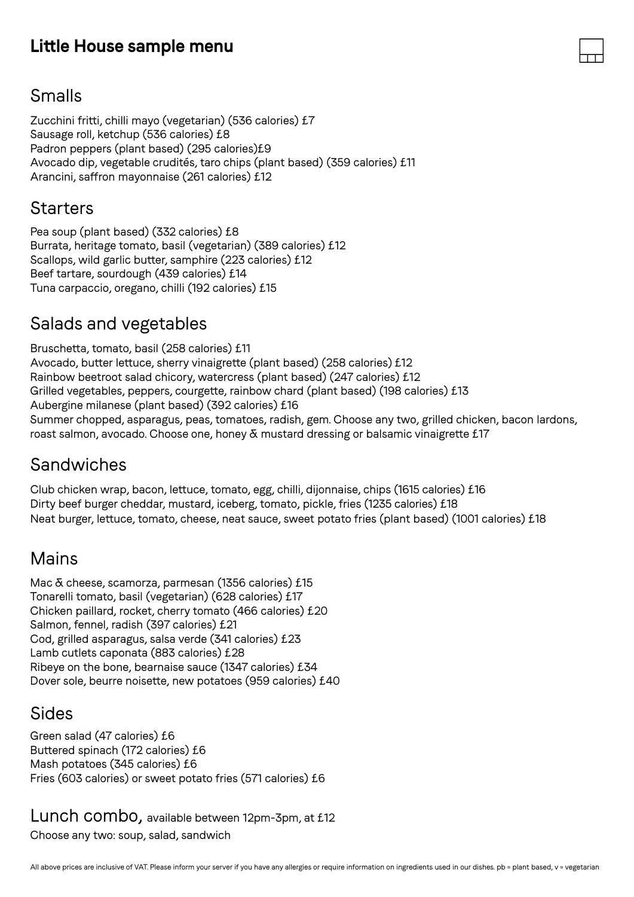# Little House sample menu

## Smalls

Zucchini fritti, chilli mayo (vegetarian) (536 calories) £7
Sausage roll, ketchup (536 calories) £8
Padron peppers (plant based) (295 calories)£9
Avocado dip, vegetable crudités, taro chips (plant based) (359 calories) £11
Arancini, saffron mayonnaise (261 calories) £12

## Starters

Pea soup (plant based) (332 calories) £8
Burrata, heritage tomato, basil (vegetarian) (389 calories) £12
Scallops, wild garlic butter, samphire (223 calories) £12
Beef tartare, sourdough (439 calories) £14
Tuna carpaccio, oregano, chilli (192 calories) £15

## Salads and vegetables

Bruschetta, tomato, basil (258 calories) £11
Avocado, butter lettuce, sherry vinaigrette (plant based) (258 calories) £12
Rainbow beetroot salad chicory, watercress (plant based) (247 calories) £12
Grilled vegetables, peppers, courgette, rainbow chard (plant based) (198 calories) £13
Aubergine milanese (plant based) (392 calories) £16
Summer chopped, asparagus, peas, tomatoes, radish, gem. Choose any two, grilled chicken, bacon lardons, roast salmon, avocado. Choose one, honey & mustard dressing or balsamic vinaigrette £17

## Sandwiches

Club chicken wrap, bacon, lettuce, tomato, egg, chilli, dijonnaise, chips (1615 calories) £16
Dirty beef burger cheddar, mustard, iceberg, tomato, pickle, fries (1235 calories) £18
Neat burger, lettuce, tomato, cheese, neat sauce, sweet potato fries (plant based) (1001 calories) £18

## Mains

Mac & cheese, scamorza, parmesan (1356 calories) £15
Tonarelli tomato, basil (vegetarian) (628 calories) £17
Chicken paillard, rocket, cherry tomato (466 calories) £20
Salmon, fennel, radish (397 calories) £21
Cod, grilled asparagus, salsa verde (341 calories) £23
Lamb cutlets caponata (883 calories) £28
Ribeye on the bone, bearnaise sauce (1347 calories) £34
Dover sole, beurre noisette, new potatoes (959 calories) £40

## Sides

Green salad (47 calories) £6
Buttered spinach (172 calories) £6
Mash potatoes (345 calories) £6
Fries (603 calories) or sweet potato fries (571 calories) £6

## Lunch combo, available between 12pm-3pm, at £12

Choose any two: soup, salad, sandwich

All above prices are inclusive of VAT. Please inform your server if you have any allergies or require information on ingredients used in our dishes. pb = plant based, v = vegetarian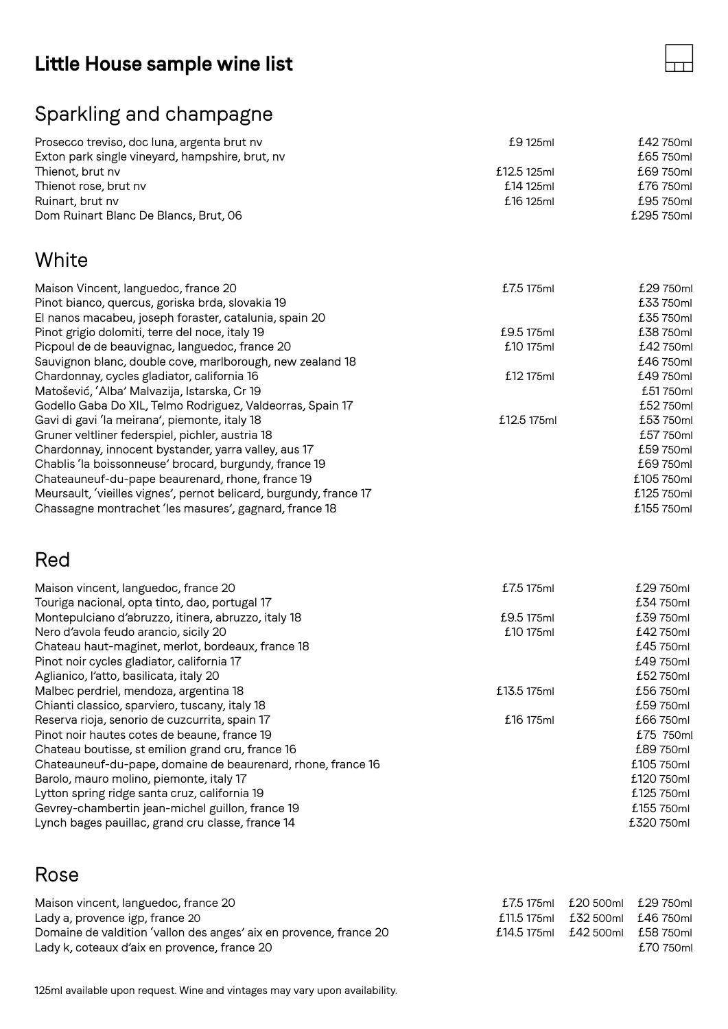# Little House sample wine list

## Sparkling and champagne

| | | |
|---|---|---|
| Prosecco treviso, doc luna, argenta brut nv | £9 125ml | £42 750ml |
| Exton park single vineyard, hampshire, brut, nv | | £65 750ml |
| Thienot, brut nv | £12.5 125ml | £69 750ml |
| Thienot rose, brut nv | £14 125ml | £76 750ml |
| Ruinart, brut nv | £16 125ml | £95 750ml |
| Dom Ruinart Blanc De Blancs, Brut, 06 | | £295 750ml |

## White

| | | |
|---|---|---|
| Maison Vincent, languedoc, france 20 | £7.5 175ml | £29 750ml |
| Pinot bianco, quercus, goriska brda, slovakia 19 | | £33 750ml |
| El nanos macabeu, joseph foraster, catalunia, spain 20 | | £35 750ml |
| Pinot grigio dolomiti, terre del noce, italy 19 | £9.5 175ml | £38 750ml |
| Picpoul de de beauvignac, languedoc, france 20 | £10 175ml | £42 750ml |
| Sauvignon blanc, double cove, marlborough, new zealand 18 | | £46 750ml |
| Chardonnay, cycles gladiator, california 16 | £12 175ml | £49 750ml |
| Matošević, 'Alba' Malvazija, Istarska, Cr 19 | | £51 750ml |
| Godello Gaba Do XIL, Telmo Rodriguez, Valdeorras, Spain 17 | | £52 750ml |
| Gavi di gavi 'la meirana', piemonte, italy 18 | £12.5 175ml | £53 750ml |
| Gruner veltliner federspiel, pichler, austria 18 | | £57 750ml |
| Chardonnay, innocent bystander, yarra valley, aus 17 | | £59 750ml |
| Chablis 'la boissonneuse' brocard, burgundy, france 19 | | £69 750ml |
| Chateauneuf-du-pape beaurenard, rhone, france 19 | | £105 750ml |
| Meursault, 'vieilles vignes', pernot belicard, burgundy, france 17 | | £125 750ml |
| Chassagne montrachet 'les masures', gagnard, france 18 | | £155 750ml |

## Red

| | | |
|---|---|---|
| Maison vincent, languedoc, france 20 | £7.5 175ml | £29 750ml |
| Touriga nacional, opta tinto, dao, portugal 17 | | £34 750ml |
| Montepulciano d'abruzzo, itinera, abruzzo, italy 18 | £9.5 175ml | £39 750ml |
| Nero d'avola feudo arancio, sicily 20 | £10 175ml | £42 750ml |
| Chateau haut-maginet, merlot, bordeaux, france 18 | | £45 750ml |
| Pinot noir cycles gladiator, california 17 | | £49 750ml |
| Aglianico, l'atto, basilicata, italy 20 | | £52 750ml |
| Malbec perdriel, mendoza, argentina 18 | £13.5 175ml | £56 750ml |
| Chianti classico, sparviero, tuscany, italy 18 | | £59 750ml |
| Reserva rioja, senorio de cuzcurrita, spain 17 | £16 175ml | £66 750ml |
| Pinot noir hautes cotes de beaune, france 19 | | £75 750ml |
| Chateau boutisse, st emilion grand cru, france 16 | | £89 750ml |
| Chateauneuf-du-pape, domaine de beaurenard, rhone, france 16 | | £105 750ml |
| Barolo, mauro molino, piemonte, italy 17 | | £120 750ml |
| Lytton spring ridge santa cruz, california 19 | | £125 750ml |
| Gevrey-chambertin jean-michel guillon, france 19 | | £155 750ml |
| Lynch bages pauillac, grand cru classe, france 14 | | £320 750ml |

## Rose

| | | | |
|---|---|---|---|
| Maison vincent, languedoc, france 20 | £7.5 175ml | £20 500ml | £29 750ml |
| Lady a, provence igp, france 20 | £11.5 175ml | £32 500ml | £46 750ml |
| Domaine de valdition 'vallon des anges' aix en provence, france 20 | £14.5 175ml | £42 500ml | £58 750ml |
| Lady k, coteaux d'aix en provence, france 20 | | | £70 750ml |

125ml available upon request. Wine and vintages may vary upon availability.